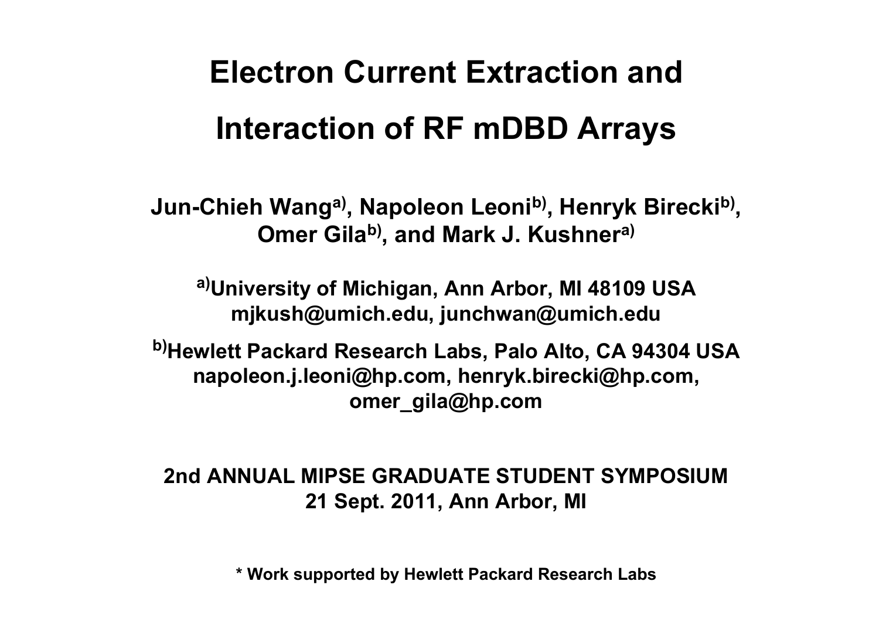# Electron Current Extraction and Interaction of RF mDBD Arrays

**Jun-Chieh Wang[a], Napoleon Leoni[b], Henryk Birecki[b], Omer Gila[b], and Mark J. Kushner[a]**

**[a]University of Michigan, Ann Arbor, MI 48109 USA**
**mjkush@umich.edu, junchwan@umich.edu**

**[b]Hewlett Packard Research Labs, Palo Alto, CA 94304 USA**
**napoleon.j.leoni@hp.com, henryk.birecki@hp.com, omer_gila@hp.com**

**2nd ANNUAL MIPSE GRADUATE STUDENT SYMPOSIUM**
**21 Sept. 2011, Ann Arbor, MI**

**\* Work supported by Hewlett Packard Research Labs**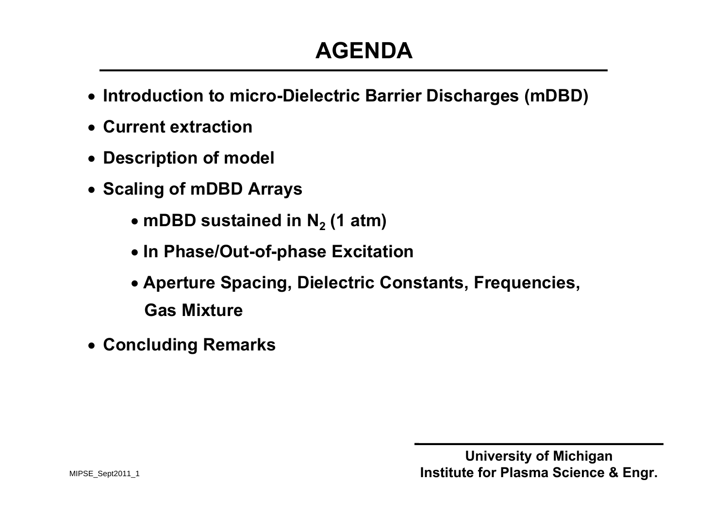# AGENDA

- Introduction to micro-Dielectric Barrier Discharges (mDBD)
- Current extraction
- Description of model
- Scaling of mDBD Arrays
    - mDBD sustained in $N_2$ (1 atm)
    - In Phase/Out-of-phase Excitation
    - Aperture Spacing, Dielectric Constants, Frequencies, Gas Mixture
- Concluding Remarks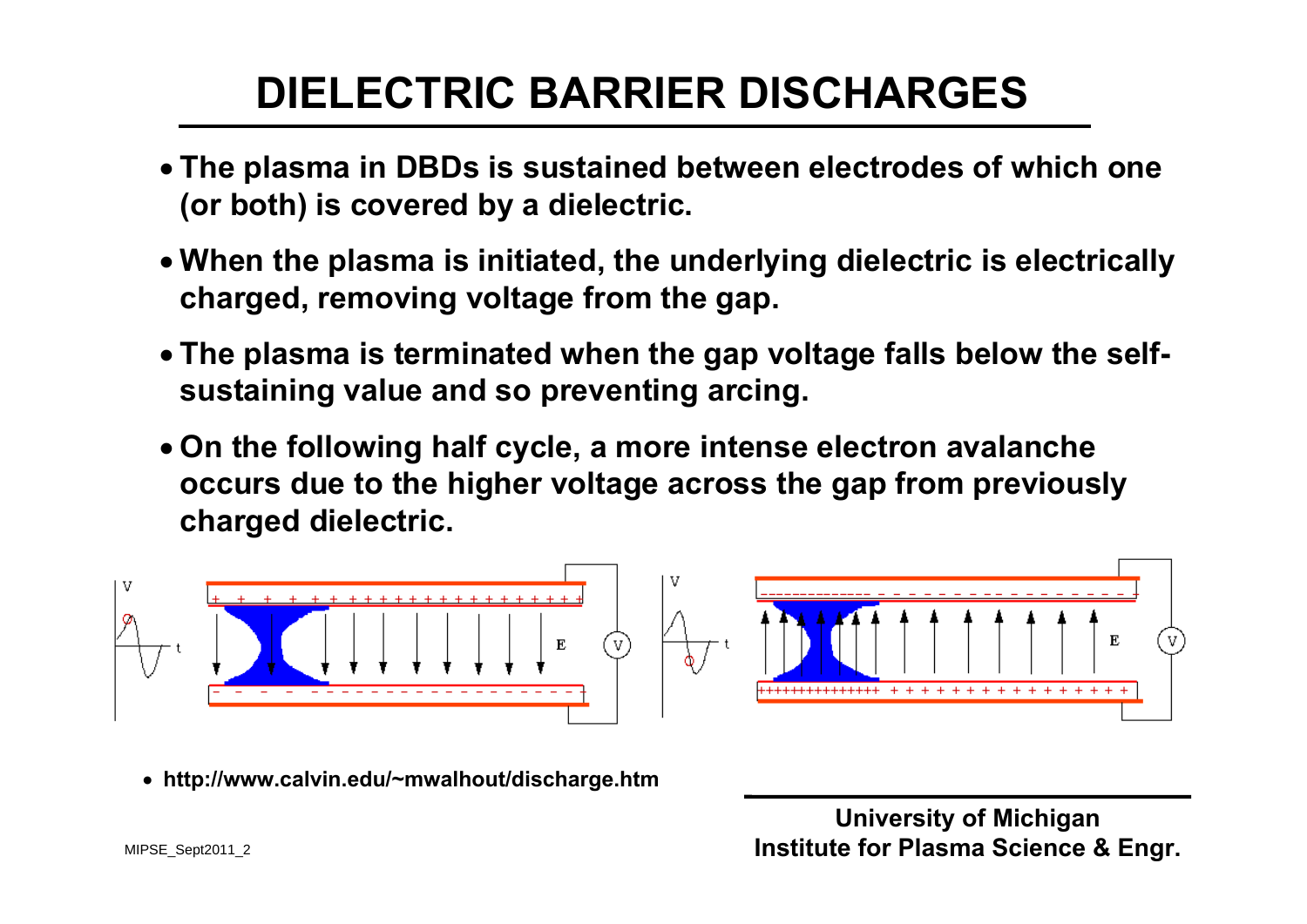# DIELECTRIC BARRIER DISCHARGES

- **The plasma in DBDs is sustained between electrodes of which one (or both) is covered by a dielectric.**
- **When the plasma is initiated, the underlying dielectric is electrically charged, removing voltage from the gap.**
- **The plasma is terminated when the gap voltage falls below the self-sustaining value and so preventing arcing.**
- **On the following half cycle, a more intense electron avalanche occurs due to the higher voltage across the gap from previously charged dielectric.**

- **http://www.calvin.edu/~mwalhout/discharge.htm**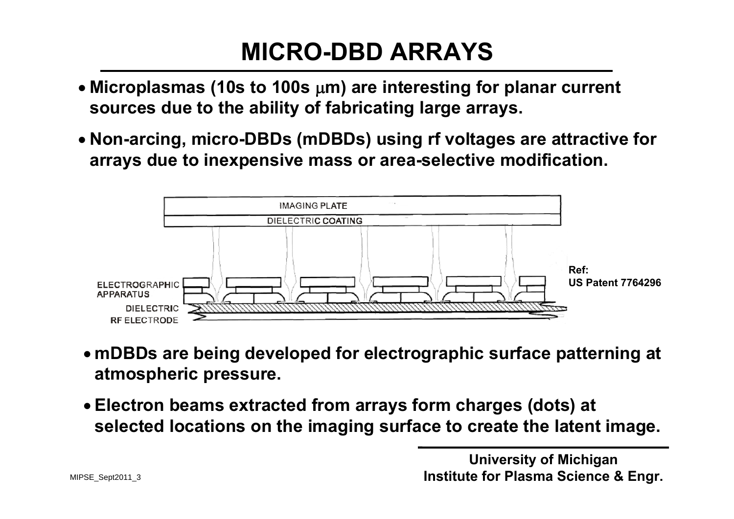# MICRO-DBD ARRAYS

- **Microplasmas (10s to 100s μm) are interesting for planar current sources due to the ability of fabricating large arrays.**
- **Non-arcing, micro-DBDs (mDBDs) using rf voltages are attractive for arrays due to inexpensive mass or area-selective modification.**

IMAGING PLATE

DIELECTRIC COATING

ELECTROGRAPHIC APPARATUS

DIELECTRIC

RF ELECTRODE

**Ref: US Patent 7764296**

- **mDBDs are being developed for electrographic surface patterning at atmospheric pressure.**
- **Electron beams extracted from arrays form charges (dots) at selected locations on the imaging surface to create the latent image.**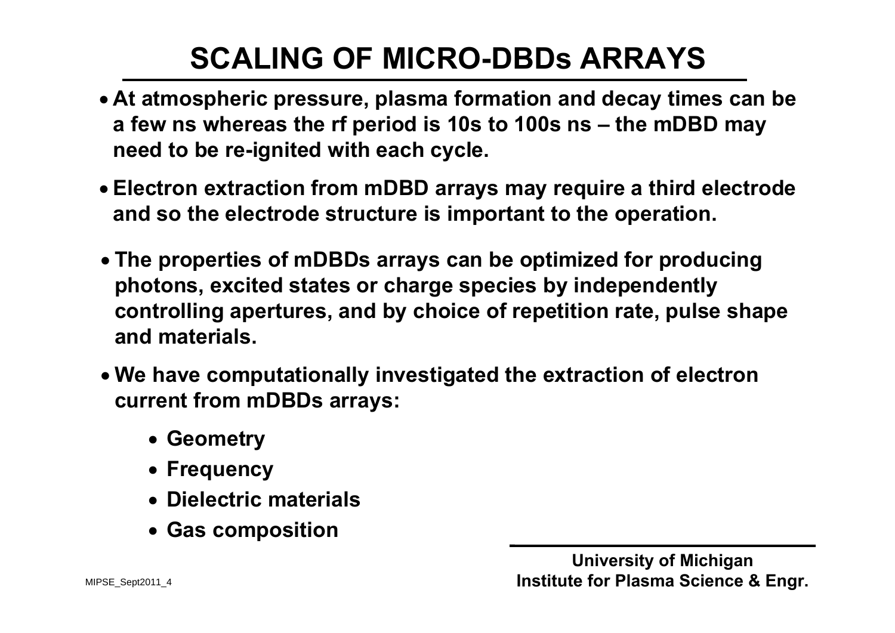# SCALING OF MICRO-DBDs ARRAYS

- **At atmospheric pressure, plasma formation and decay times can be a few ns whereas the rf period is 10s to 100s ns – the mDBD may need to be re-ignited with each cycle.**
- **Electron extraction from mDBD arrays may require a third electrode and so the electrode structure is important to the operation.**
- **The properties of mDBDs arrays can be optimized for producing photons, excited states or charge species by independently controlling apertures, and by choice of repetition rate, pulse shape and materials.**
- **We have computationally investigated the extraction of electron current from mDBDs arrays:**
  - **Geometry**
  - **Frequency**
  - **Dielectric materials**
  - **Gas composition**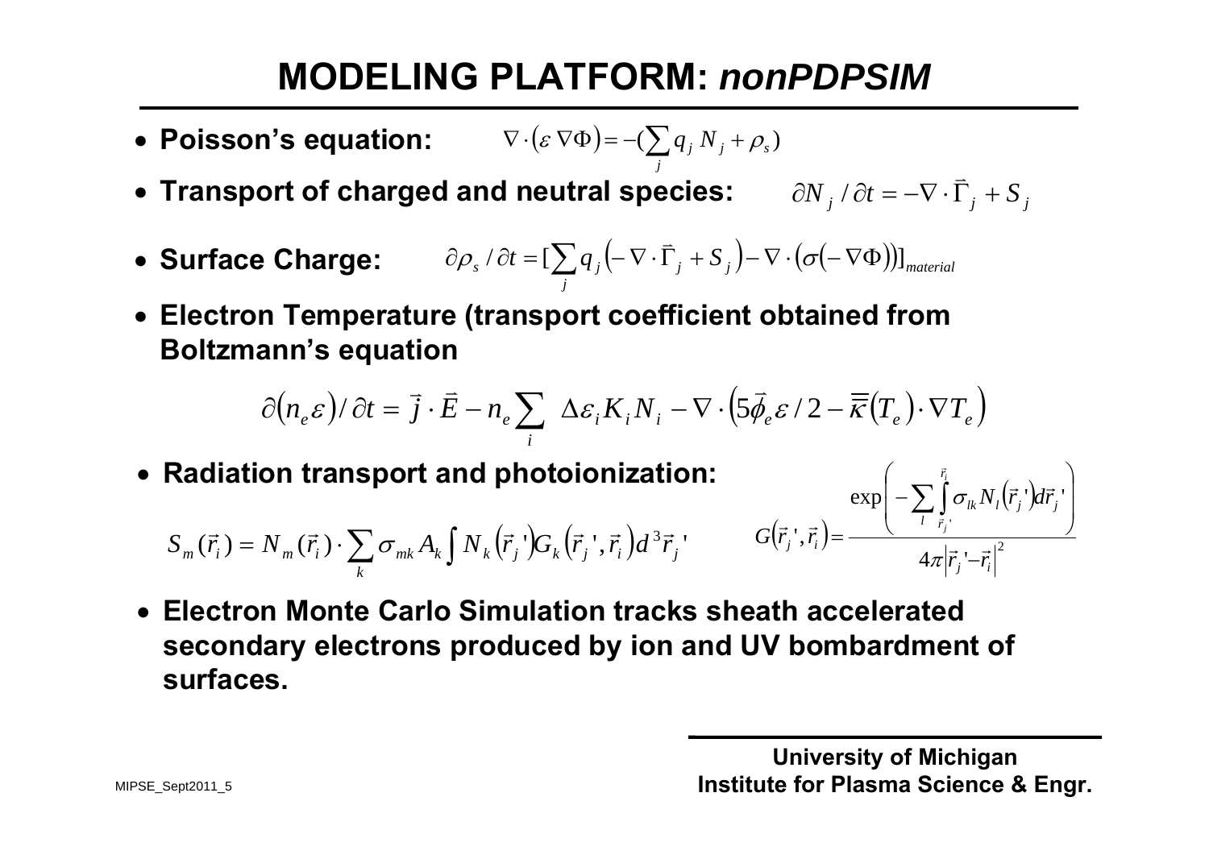# MODELING PLATFORM: *nonPDPSIM*

- **Poisson's equation:** $\nabla \cdot (\varepsilon \nabla \Phi) = -(\sum_j q_j N_j + \rho_s)$
- **Transport of charged and neutral species:** $\partial N_j / \partial t = -\nabla \cdot \vec{\Gamma}_j + S_j$
- **Surface Charge:** $\partial \rho_s / \partial t = [\sum_j q_j \left(-\nabla \cdot \vec{\Gamma}_j + S_j\right) - \nabla \cdot \left(\sigma(-\nabla \Phi)\right)]_{material}$
- **Electron Temperature (transport coefficient obtained from Boltzmann's equation**

$$\partial(n_e \varepsilon)/\partial t = \vec{j} \cdot \vec{E} - n_e \sum_i \Delta\varepsilon_i K_i N_i - \nabla \cdot \left(5\vec{\phi}_e \varepsilon / 2 - \overline{\overline{\kappa}}(T_e) \cdot \nabla T_e\right)$$

- **Radiation transport and photoionization:**

$$S_m(\vec{r}_i) = N_m(\vec{r}_i) \cdot \sum_k \sigma_{mk} A_k \int N_k(\vec{r}_j{}') G_k(\vec{r}_j{}', \vec{r}_i) d^3 \vec{r}_j{}' \qquad G(\vec{r}_j{}', \vec{r}_i) = \frac{\exp\left(-\sum_l \int_{\vec{r}_j{}'}^{\vec{r}_i} \sigma_{lk} N_l(\vec{r}_j{}') d\vec{r}_j{}'\right)}{4\pi |\vec{r}_j{}' - \vec{r}_i|^2}$$

- **Electron Monte Carlo Simulation tracks sheath accelerated secondary electrons produced by ion and UV bombardment of surfaces.**

**University of Michigan**
**Institute for Plasma Science & Engr.**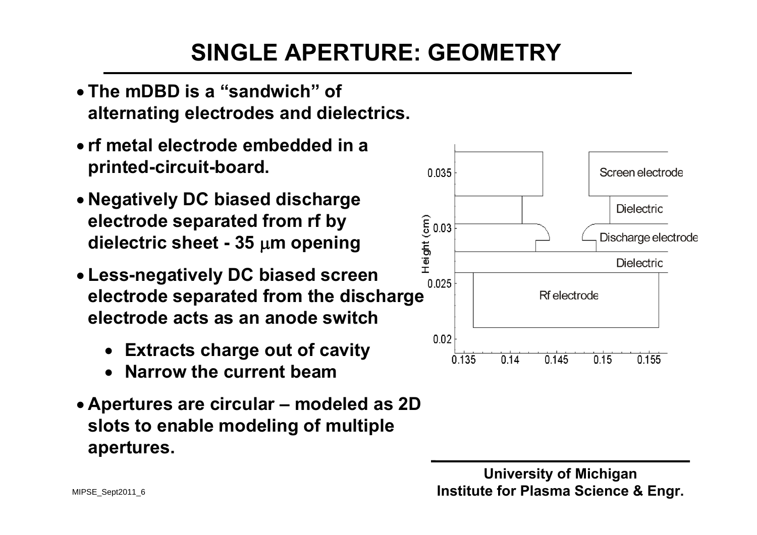# SINGLE APERTURE: GEOMETRY

- **The mDBD is a "sandwich" of alternating electrodes and dielectrics.**
- **rf metal electrode embedded in a printed-circuit-board.**
- **Negatively DC biased discharge electrode separated from rf by dielectric sheet - 35 μm opening**
- **Less-negatively DC biased screen electrode separated from the discharge electrode acts as an anode switch**
  - **Extracts charge out of cavity**
  - **Narrow the current beam**
- **Apertures are circular – modeled as 2D slots to enable modeling of multiple apertures.**

**University of Michigan**
**Institute for Plasma Science & Engr.**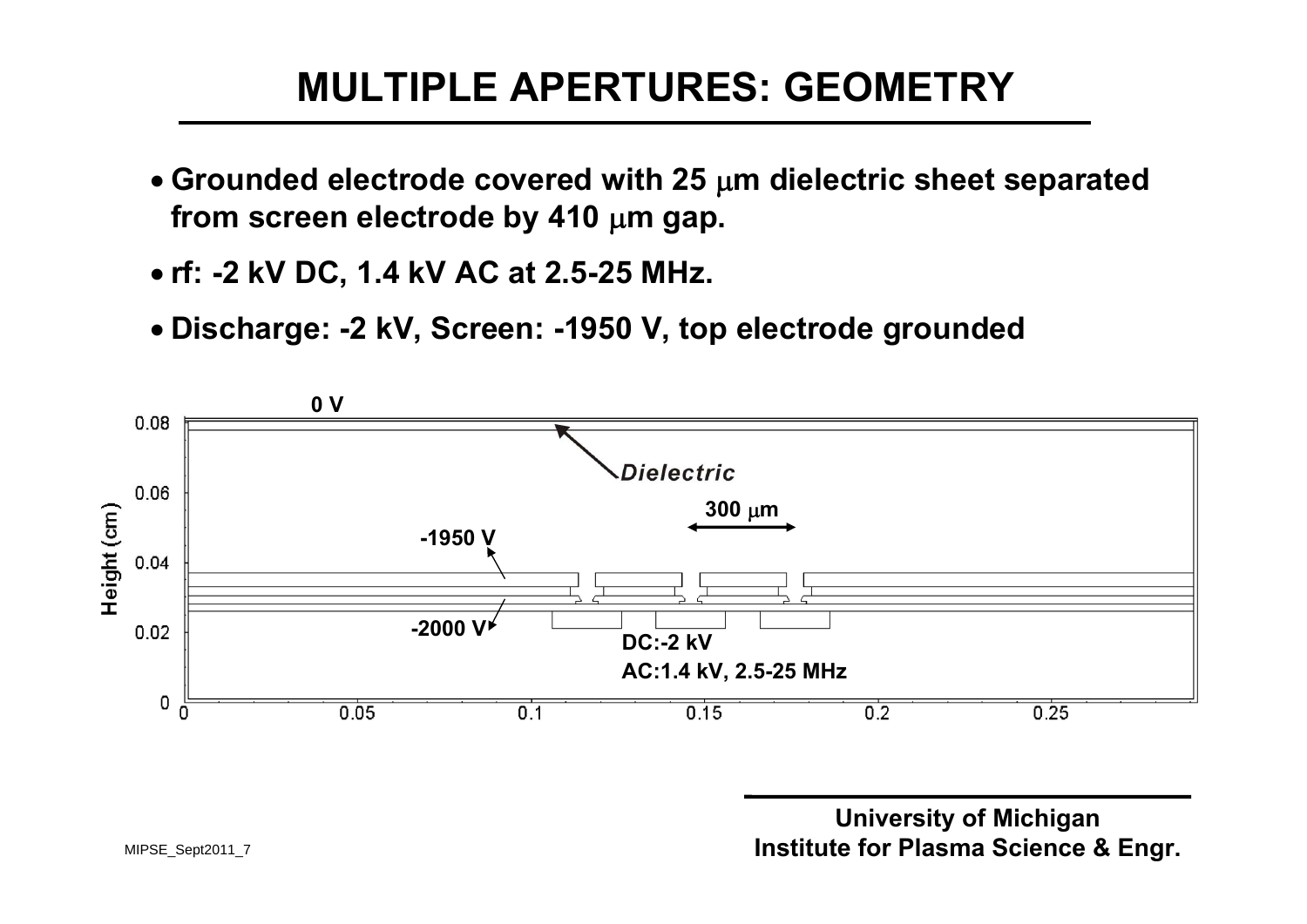# MULTIPLE APERTURES: GEOMETRY

- Grounded electrode covered with 25 μm dielectric sheet separated from screen electrode by 410 μm gap.
- rf: -2 kV DC, 1.4 kV AC at 2.5-25 MHz.
- Discharge: -2 kV, Screen: -1950 V, top electrode grounded

0 V

Dielectric

300 μm

-1950 V

-2000 V

DC:-2 kV

AC:1.4 kV, 2.5-25 MHz

Height (cm)

University of Michigan
Institute for Plasma Science & Engr.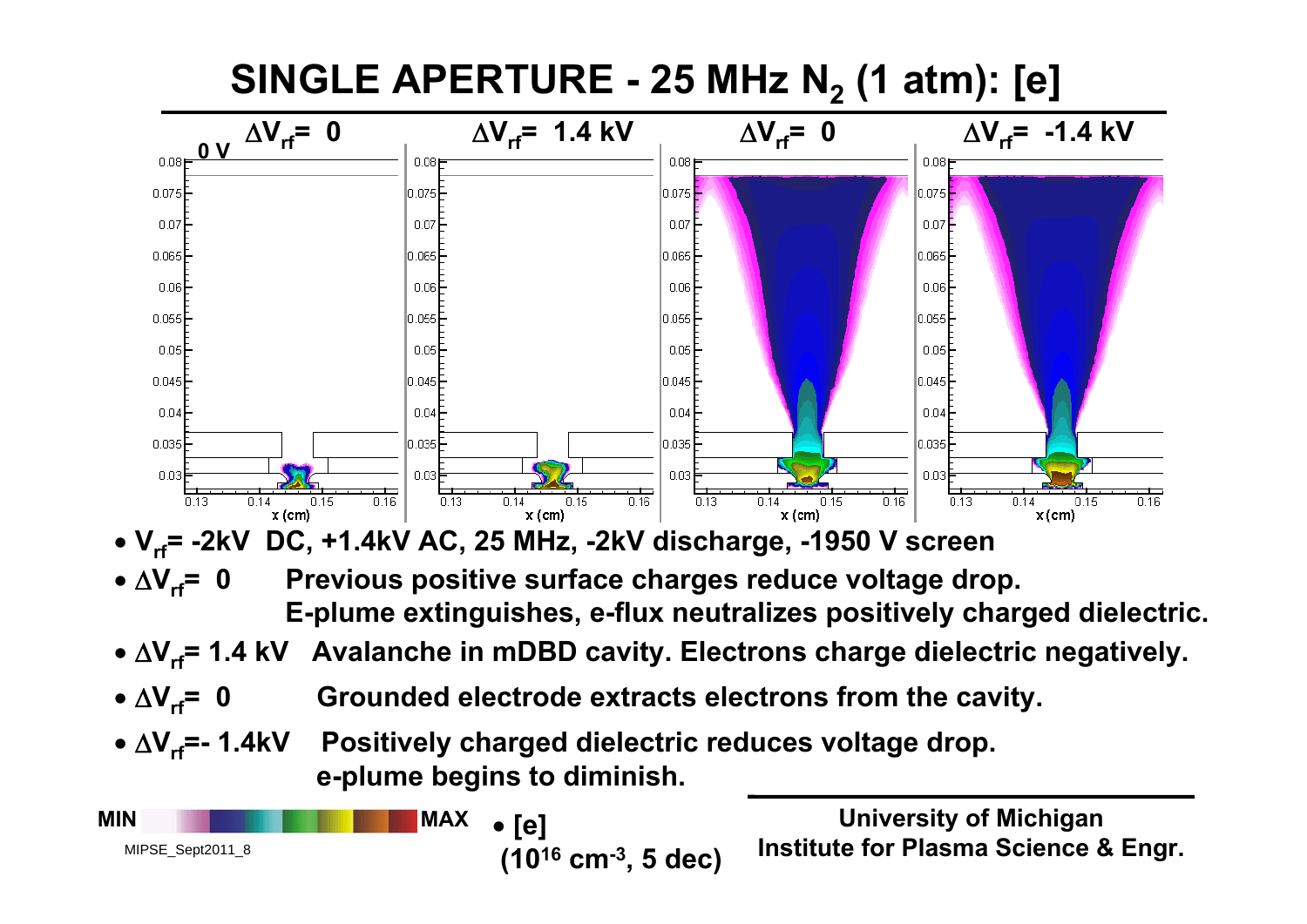# SINGLE APERTURE - 25 MHz $N_2$ (1 atm): [e]

- $V_{rf}$= -2kV DC, +1.4kV AC, 25 MHz, -2kV discharge, -1950 V screen
- $\Delta V_{rf}$= 0 Previous positive surface charges reduce voltage drop. E-plume extinguishes, e-flux neutralizes positively charged dielectric.
- $\Delta V_{rf}$= 1.4 kV Avalanche in mDBD cavity. Electrons charge dielectric negatively.
- $\Delta V_{rf}$= 0 Grounded electrode extracts electrons from the cavity.
- $\Delta V_{rf}$=- 1.4kV Positively charged dielectric reduces voltage drop. e-plume begins to diminish.

MIN MAX

- [e] ($10^{16}$ $cm^{-3}$, 5 dec)

University of Michigan
Institute for Plasma Science & Engr.

MIPSE_Sept2011_8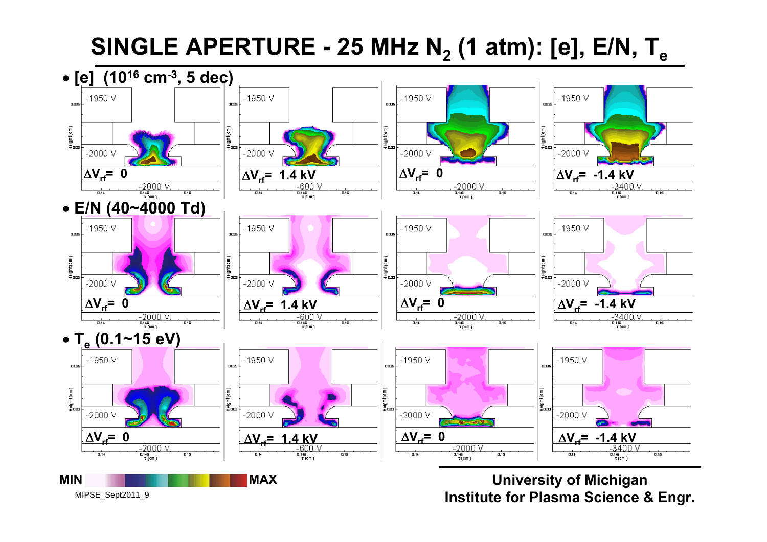# SINGLE APERTURE - 25 MHz $N_2$ (1 atm): [e], E/N, $T_e$

- [e] ($10^{16}$ cm$^{-3}$, 5 dec)
- E/N (40~4000 Td)
- $T_e$ (0.1~15 eV)

| | | | |
|---|---|---|---|
| -1950 V / -2000 V / $\Delta V_{rf}$ = 0 / -2000 V | -1950 V / -2000 V / $\Delta V_{rf}$ = 1.4 kV / -600 V | -1950 V / -2000 V / $\Delta V_{rf}$ = 0 / -2000 V | -1950 V / -2000 V / $\Delta V_{rf}$ = -1.4 kV / -3400 V |

MIN — MAX

MIPSE_Sept2011_9

University of Michigan
Institute for Plasma Science & Engr.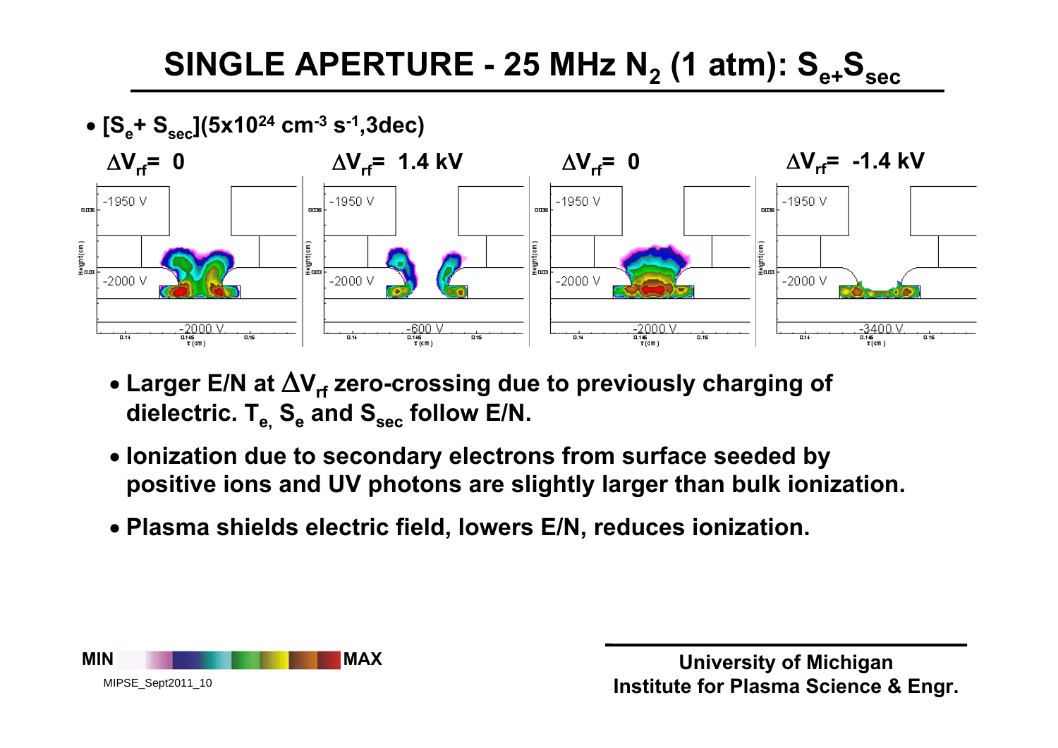# SINGLE APERTURE - 25 MHz $N_2$ (1 atm): $S_{e+}S_{sec}$

- $[S_e + S_{sec}]$($5 \times 10^{24}$ cm$^{-3}$ s$^{-1}$,3dec)

$\Delta V_{rf}$= 0 | $\Delta V_{rf}$= 1.4 kV | $\Delta V_{rf}$= 0 | $\Delta V_{rf}$= -1.4 kV

- Larger E/N at $\Delta V_{rf}$ zero-crossing due to previously charging of dielectric. $T_e$, $S_e$ and $S_{sec}$ follow E/N.
- Ionization due to secondary electrons from surface seeded by positive ions and UV photons are slightly larger than bulk ionization.
- Plasma shields electric field, lowers E/N, reduces ionization.

MIN MAX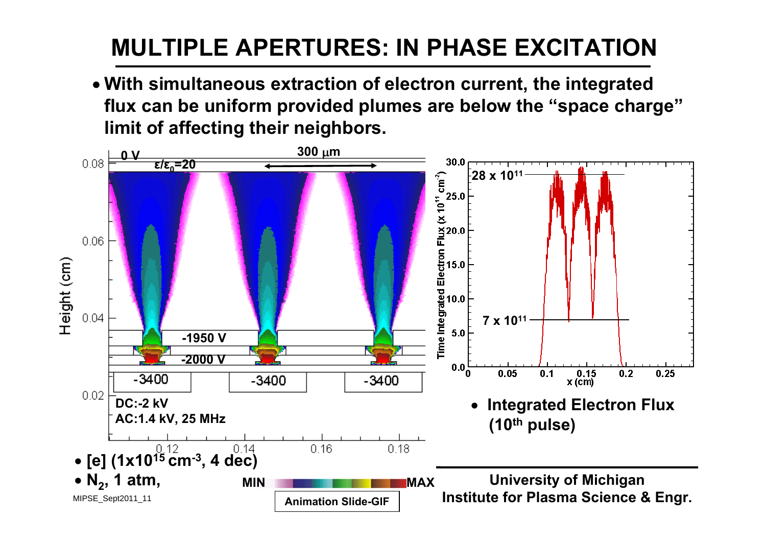# MULTIPLE APERTURES: IN PHASE EXCITATION

- With simultaneous extraction of electron current, the integrated flux can be uniform provided plumes are below the "space charge" limit of affecting their neighbors.

0 V

$\varepsilon/\varepsilon_0$=20

300 $\mu$m

-1950 V

-2000 V

-3400 -3400 -3400

DC:-2 kV

AC:1.4 kV, 25 MHz

28 x $10^{11}$

7 x $10^{11}$

- [e] ($1 \times 10^{15}$ cm$^{-3}$, 4 dec)
- $N_2$, 1 atm,

MIN MAX

Animation Slide-GIF

- Integrated Electron Flux ($10^{th}$ pulse)

University of Michigan
Institute for Plasma Science & Engr.

MIPSE_Sept2011_11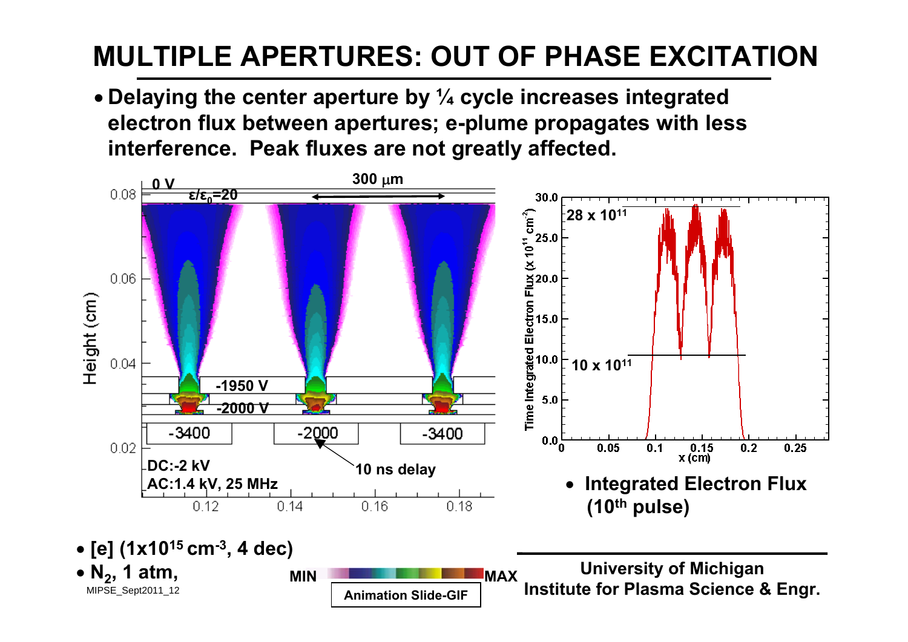# MULTIPLE APERTURES: OUT OF PHASE EXCITATION

- Delaying the center aperture by ¼ cycle increases integrated electron flux between apertures; e-plume propagates with less interference. Peak fluxes are not greatly affected.

0 V

$\varepsilon/\varepsilon_0=20$

300 $\mu$m

-1950 V

-2000 V

-3400 | -2000 | -3400

DC:-2 kV

AC:1.4 kV, 25 MHz

10 ns delay

28 x $10^{11}$

10 x $10^{11}$

- Integrated Electron Flux (10th pulse)

- [e] ($1\times10^{15}$ cm$^{-3}$, 4 dec)
- $N_2$, 1 atm,

MIN MAX

Animation Slide-GIF

University of Michigan
Institute for Plasma Science & Engr.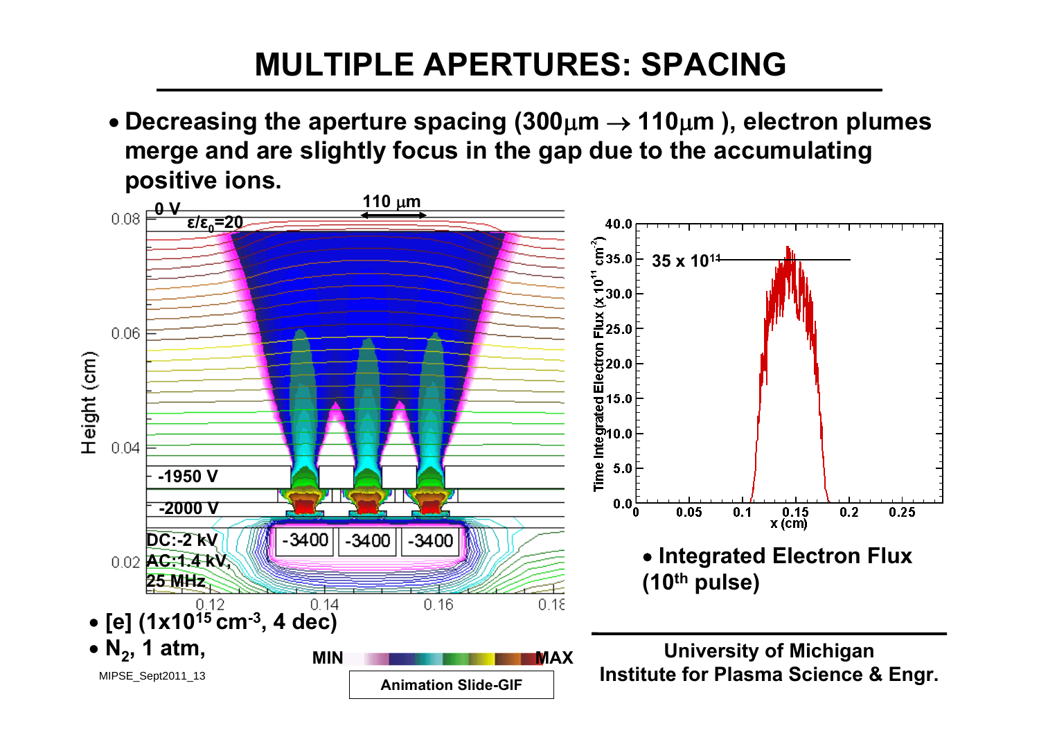# MULTIPLE APERTURES: SPACING

- **Decreasing the aperture spacing (300μm → 110μm ), electron plumes merge and are slightly focus in the gap due to the accumulating positive ions.**

- **[e] ($1 \times 10^{15}$ cm$^{-3}$, 4 dec)**
- **$N_2$, 1 atm,**

MIPSE_Sept2011_13

Animation Slide-GIF

- **Integrated Electron Flux ($10^{th}$ pulse)**

**University of Michigan**
**Institute for Plasma Science & Engr.**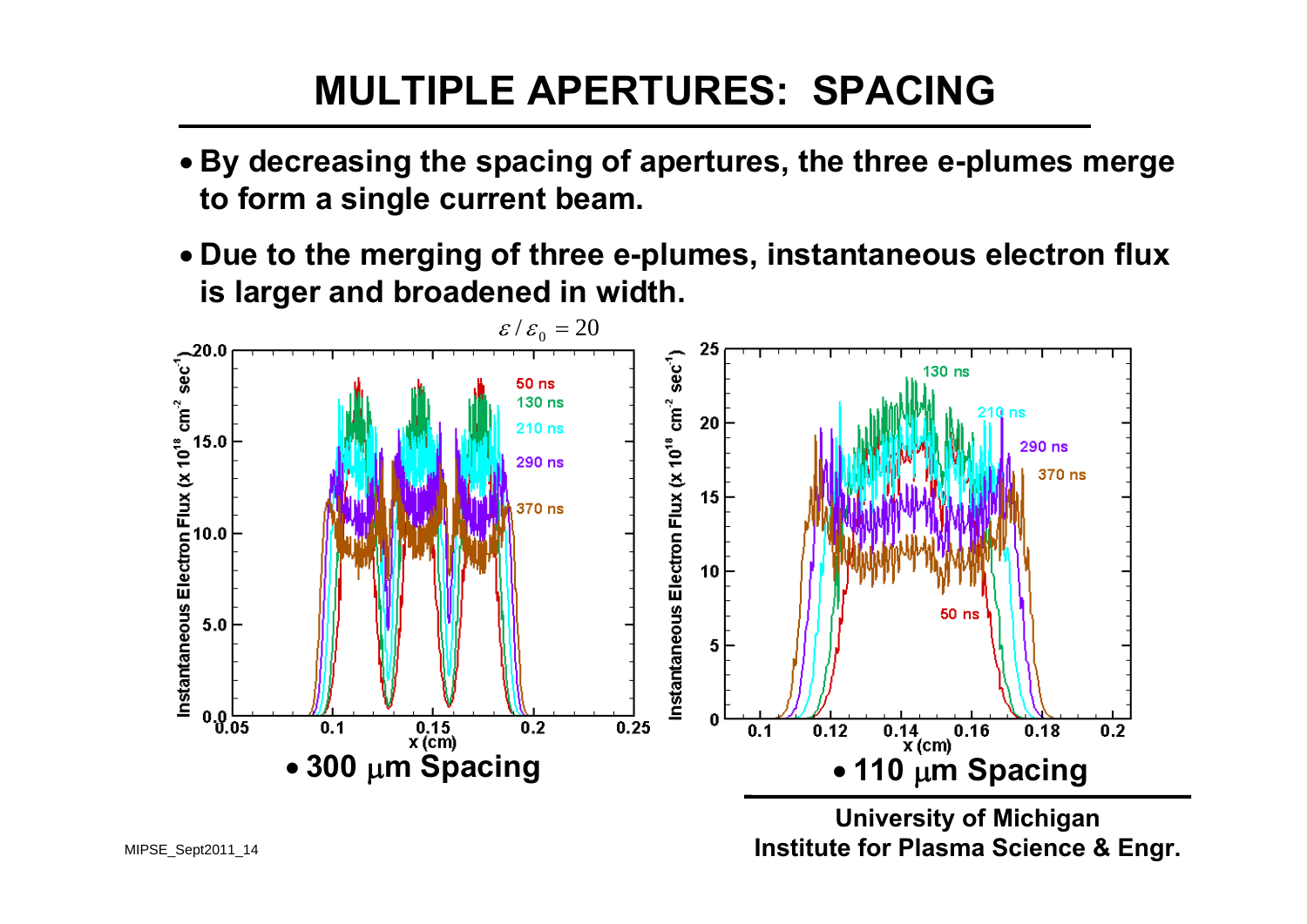# MULTIPLE APERTURES: SPACING

- By decreasing the spacing of apertures, the three e-plumes merge to form a single current beam.
- Due to the merging of three e-plumes, instantaneous electron flux is larger and broadened in width.

$\varepsilon / \varepsilon_0 = 20$

- 300 $\mu$m Spacing
- 110 $\mu$m Spacing

University of Michigan
Institute for Plasma Science & Engr.

MIPSE_Sept2011_14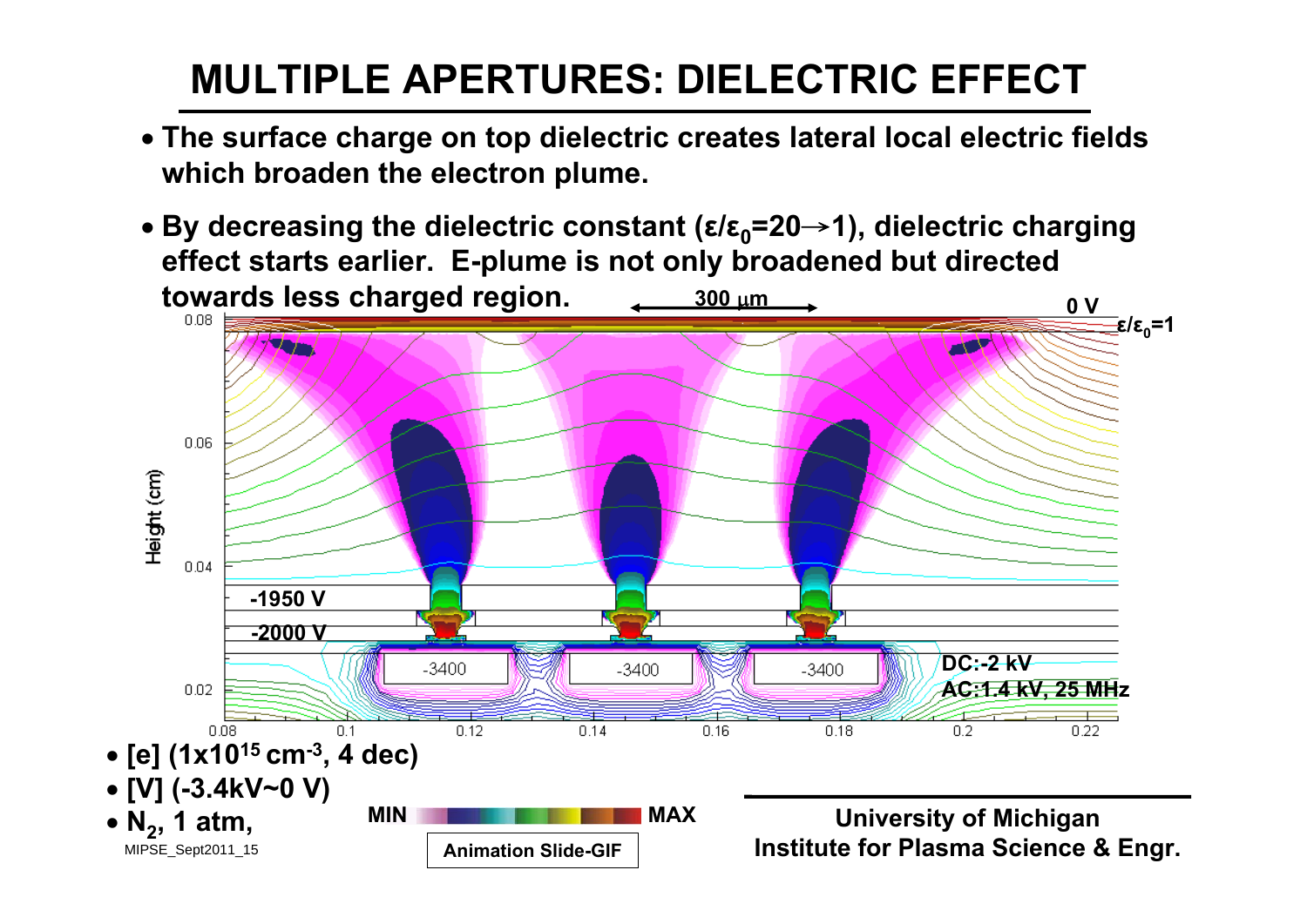# MULTIPLE APERTURES: DIELECTRIC EFFECT

- The surface charge on top dielectric creates lateral local electric fields which broaden the electron plume.
- By decreasing the dielectric constant ($\varepsilon/\varepsilon_0$=20→1), dielectric charging effect starts earlier. E-plume is not only broadened but directed towards less charged region.

300 μm

0 V

$\varepsilon/\varepsilon_0$=1

-1950 V

-2000 V

-3400 -3400 -3400

DC:-2 kV

AC:1.4 kV, 25 MHz

Height (cm)

- [e] ($1 \times 10^{15}$ cm$^{-3}$, 4 dec)
- [V] (-3.4kV~0 V)
- $N_2$, 1 atm,

MIN MAX

Animation Slide-GIF

University of Michigan
Institute for Plasma Science & Engr.

MIPSE_Sept2011_15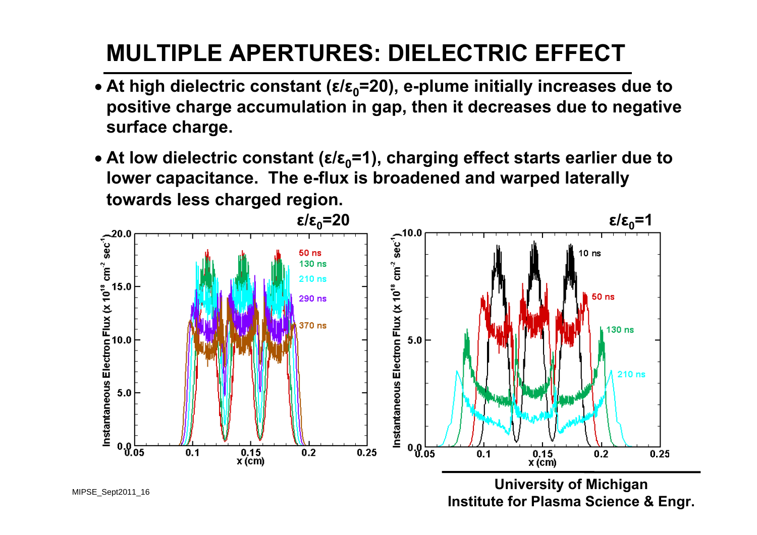# MULTIPLE APERTURES: DIELECTRIC EFFECT

- At high dielectric constant ($\varepsilon/\varepsilon_0$=20), e-plume initially increases due to positive charge accumulation in gap, then it decreases due to negative surface charge.
- At low dielectric constant ($\varepsilon/\varepsilon_0$=1), charging effect starts earlier due to lower capacitance. The e-flux is broadened and warped laterally towards less charged region.

$\varepsilon/\varepsilon_0$=20

$\varepsilon/\varepsilon_0$=1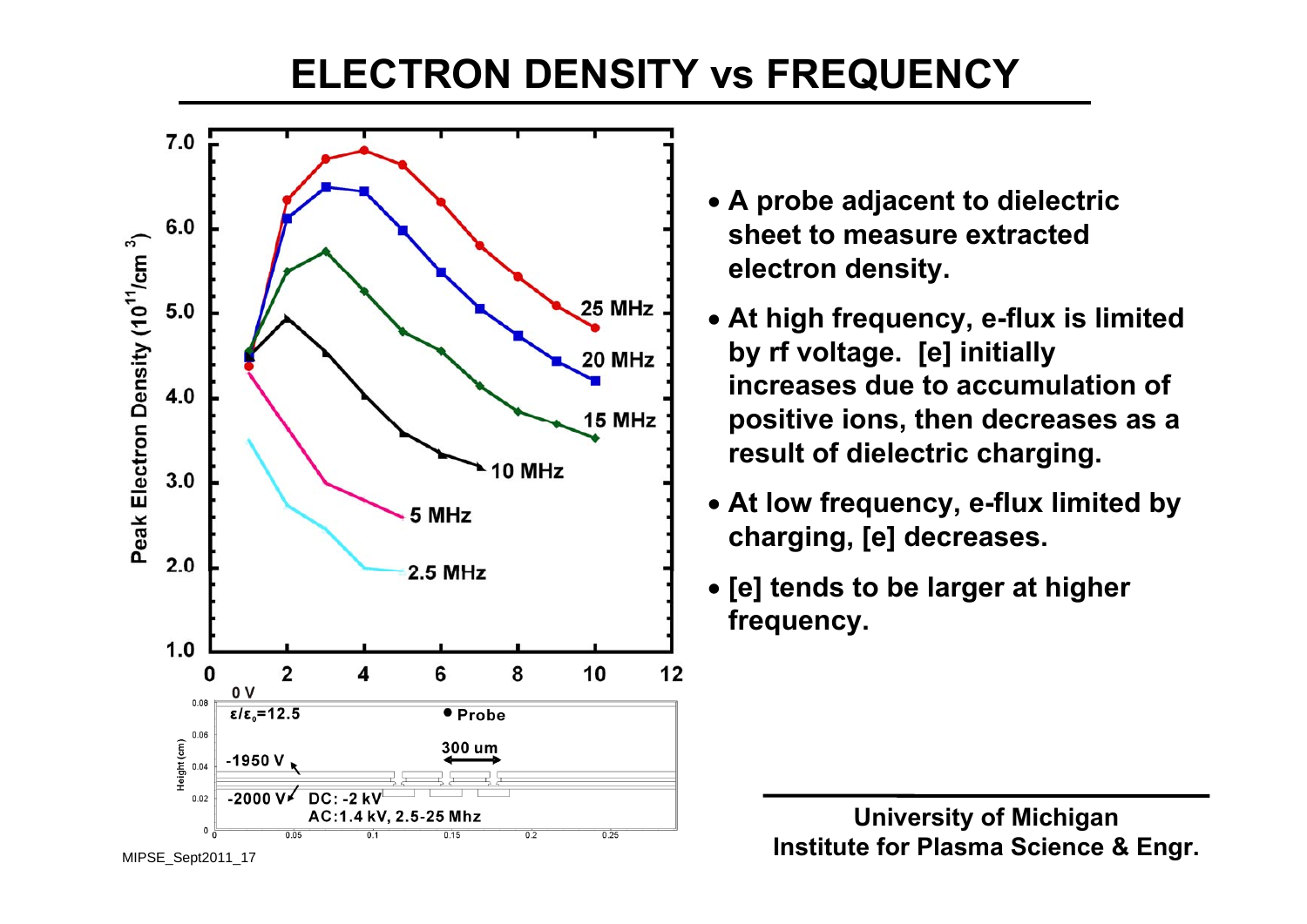# ELECTRON DENSITY vs FREQUENCY

- A probe adjacent to dielectric sheet to measure extracted electron density.
- At high frequency, e-flux is limited by rf voltage. [e] initially increases due to accumulation of positive ions, then decreases as a result of dielectric charging.
- At low frequency, e-flux limited by charging, [e] decreases.
- [e] tends to be larger at higher frequency.

University of Michigan
Institute for Plasma Science & Engr.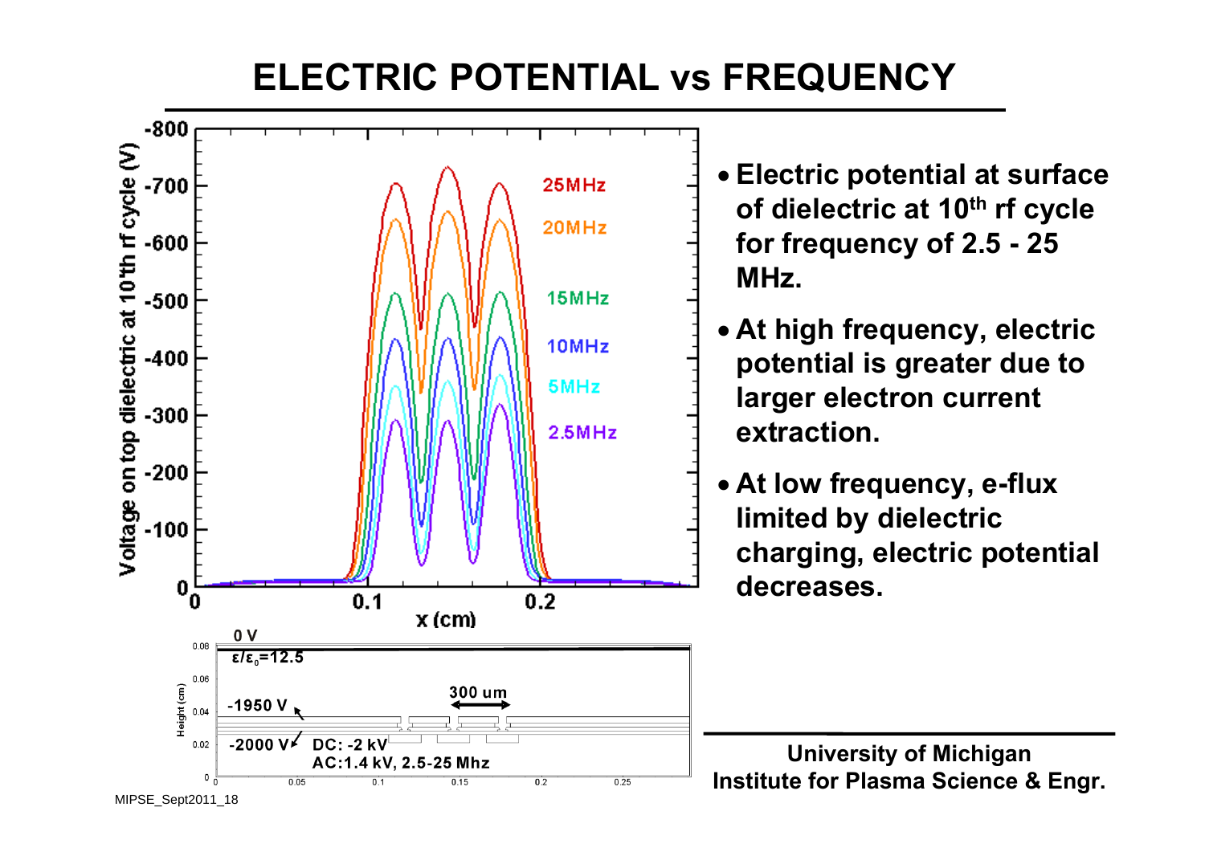# ELECTRIC POTENTIAL vs FREQUENCY

- Electric potential at surface of dielectric at 10[th] rf cycle for frequency of 2.5 - 25 MHz.
- At high frequency, electric potential is greater due to larger electron current extraction.
- At low frequency, e-flux limited by dielectric charging, electric potential decreases.

University of Michigan
Institute for Plasma Science & Engr.

MIPSE_Sept2011_18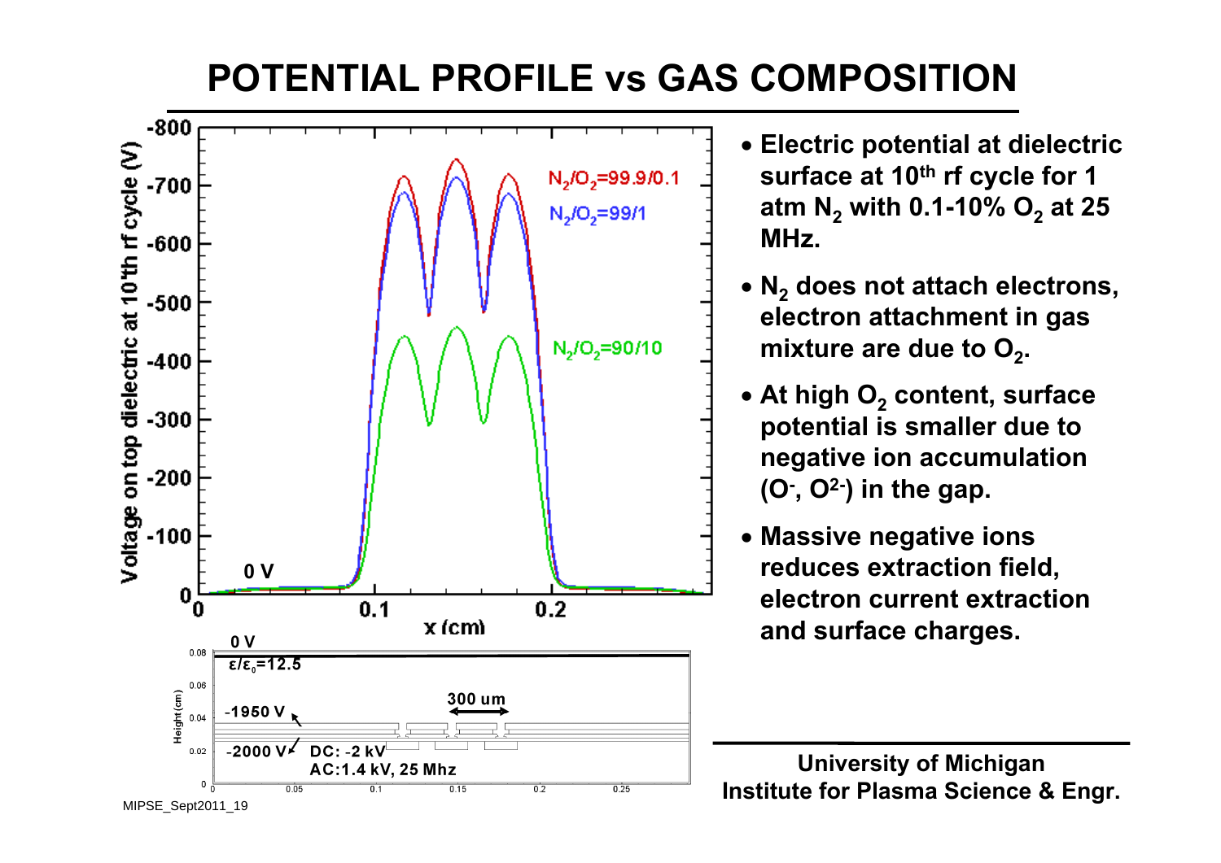# POTENTIAL PROFILE vs GAS COMPOSITION

- Electric potential at dielectric surface at 10[th] rf cycle for 1 atm $N_2$ with 0.1-10% $O_2$ at 25 MHz.
- $N_2$ does not attach electrons, electron attachment in gas mixture are due to $O_2$.
- At high $O_2$ content, surface potential is smaller due to negative ion accumulation ($O^-$, $O^{2-}$) in the gap.
- Massive negative ions reduces extraction field, electron current extraction and surface charges.

**University of Michigan**
**Institute for Plasma Science & Engr.**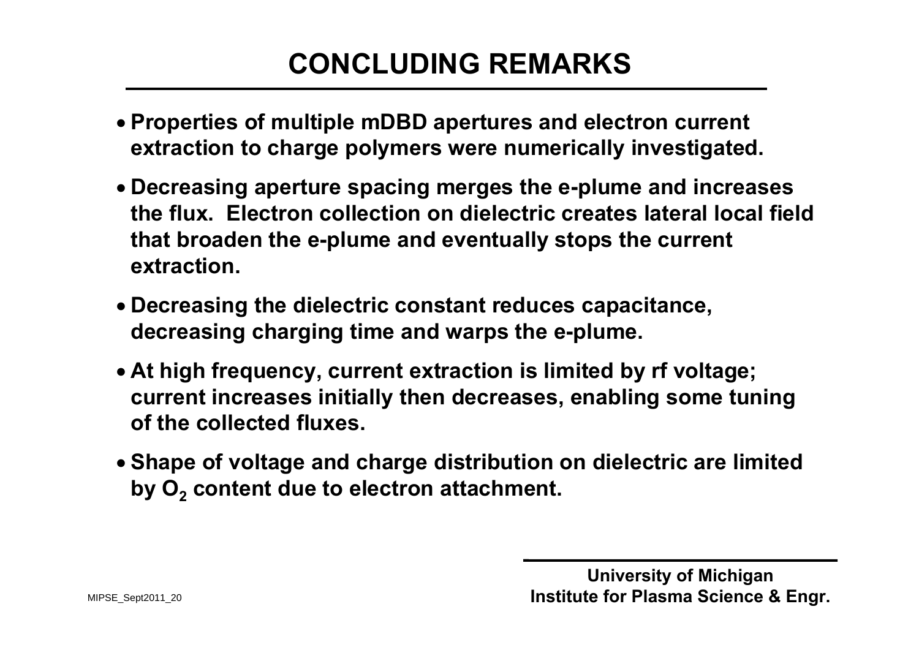# CONCLUDING REMARKS

- **Properties of multiple mDBD apertures and electron current extraction to charge polymers were numerically investigated.**
- **Decreasing aperture spacing merges the e-plume and increases the flux. Electron collection on dielectric creates lateral local field that broaden the e-plume and eventually stops the current extraction.**
- **Decreasing the dielectric constant reduces capacitance, decreasing charging time and warps the e-plume.**
- **At high frequency, current extraction is limited by rf voltage; current increases initially then decreases, enabling some tuning of the collected fluxes.**
- **Shape of voltage and charge distribution on dielectric are limited by $O_2$ content due to electron attachment.**